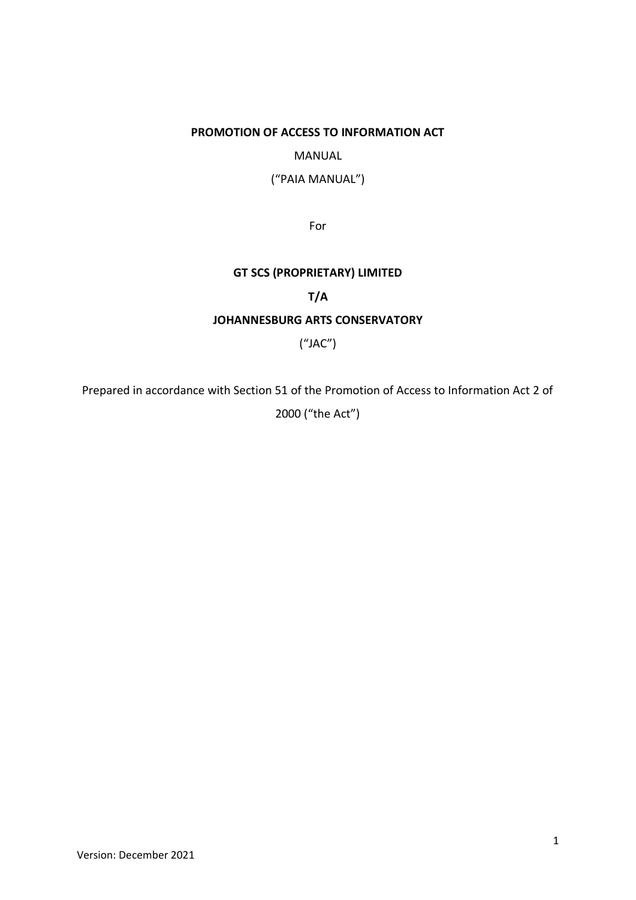**PROMOTION OF ACCESS TO INFORMATION ACT**

MANUAL

("PAIA MANUAL")

For

**GT SCS (PROPRIETARY) LIMITED**

**T/A**

**JOHANNESBURG ARTS CONSERVATORY**

("JAC")

Prepared in accordance with Section 51 of the Promotion of Access to Information Act 2 of 2000 ("the Act")

Version: December 2021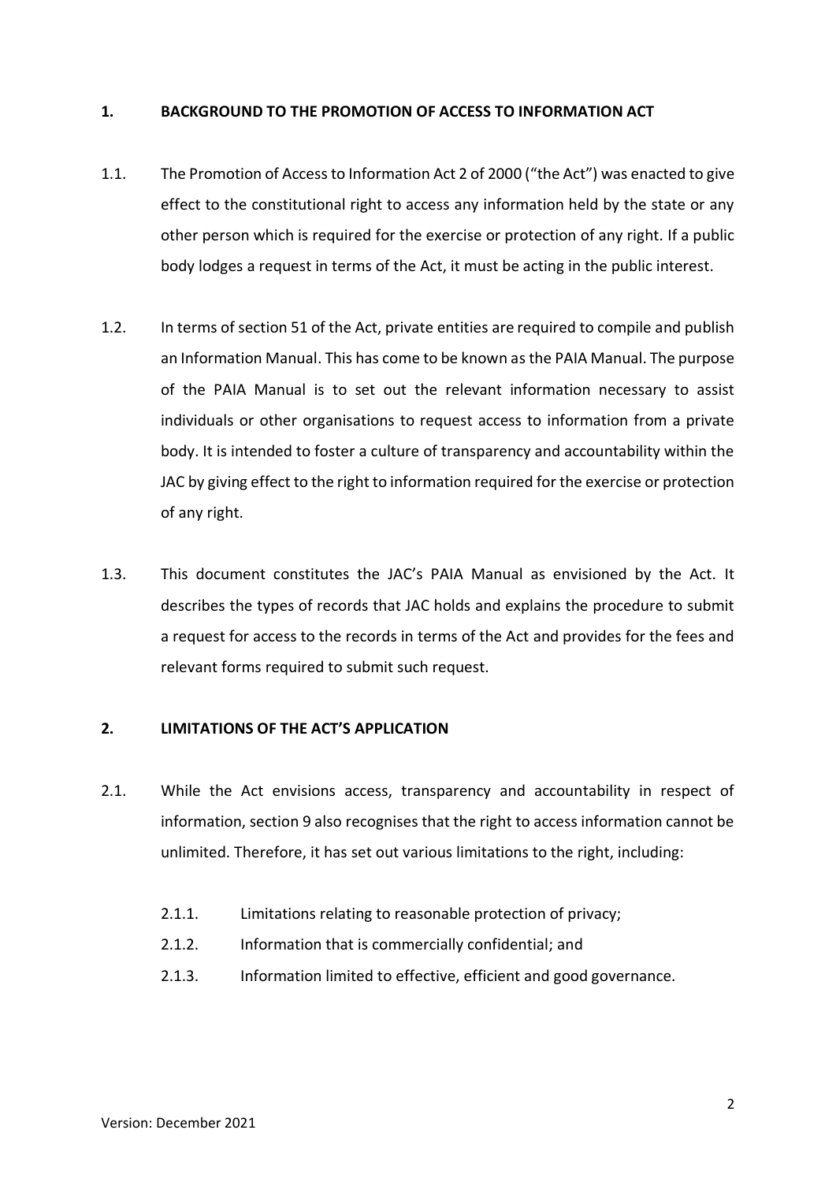## 1. BACKGROUND TO THE PROMOTION OF ACCESS TO INFORMATION ACT

1.1. The Promotion of Access to Information Act 2 of 2000 ("the Act") was enacted to give effect to the constitutional right to access any information held by the state or any other person which is required for the exercise or protection of any right. If a public body lodges a request in terms of the Act, it must be acting in the public interest.

1.2. In terms of section 51 of the Act, private entities are required to compile and publish an Information Manual. This has come to be known as the PAIA Manual. The purpose of the PAIA Manual is to set out the relevant information necessary to assist individuals or other organisations to request access to information from a private body. It is intended to foster a culture of transparency and accountability within the JAC by giving effect to the right to information required for the exercise or protection of any right.

1.3. This document constitutes the JAC's PAIA Manual as envisioned by the Act. It describes the types of records that JAC holds and explains the procedure to submit a request for access to the records in terms of the Act and provides for the fees and relevant forms required to submit such request.

## 2. LIMITATIONS OF THE ACT'S APPLICATION

2.1. While the Act envisions access, transparency and accountability in respect of information, section 9 also recognises that the right to access information cannot be unlimited. Therefore, it has set out various limitations to the right, including:

- 2.1.1. Limitations relating to reasonable protection of privacy;
- 2.1.2. Information that is commercially confidential; and
- 2.1.3. Information limited to effective, efficient and good governance.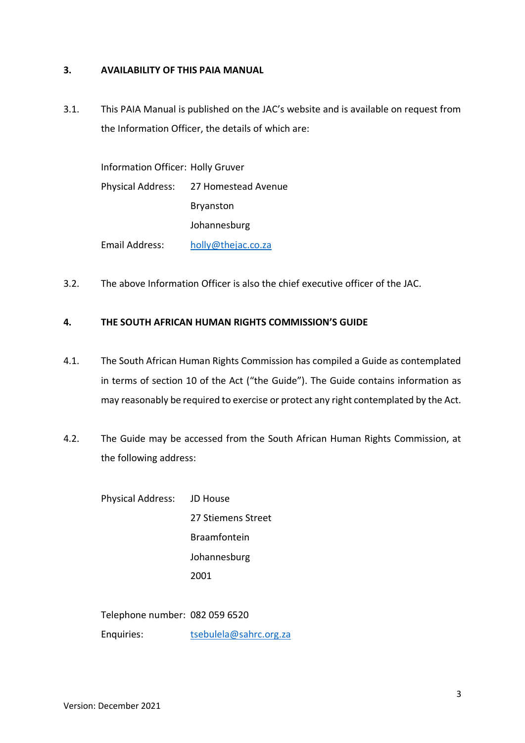## 3. AVAILABILITY OF THIS PAIA MANUAL

3.1. This PAIA Manual is published on the JAC's website and is available on request from the Information Officer, the details of which are:

Information Officer: Holly Gruver

Physical Address: 27 Homestead Avenue
Bryanston
Johannesburg

Email Address: holly@thejac.co.za

3.2. The above Information Officer is also the chief executive officer of the JAC.

## 4. THE SOUTH AFRICAN HUMAN RIGHTS COMMISSION'S GUIDE

4.1. The South African Human Rights Commission has compiled a Guide as contemplated in terms of section 10 of the Act ("the Guide"). The Guide contains information as may reasonably be required to exercise or protect any right contemplated by the Act.

4.2. The Guide may be accessed from the South African Human Rights Commission, at the following address:

Physical Address: JD House
27 Stiemens Street
Braamfontein
Johannesburg
2001

Telephone number: 082 059 6520

Enquiries: tsebulela@sahrc.org.za

Version: December 2021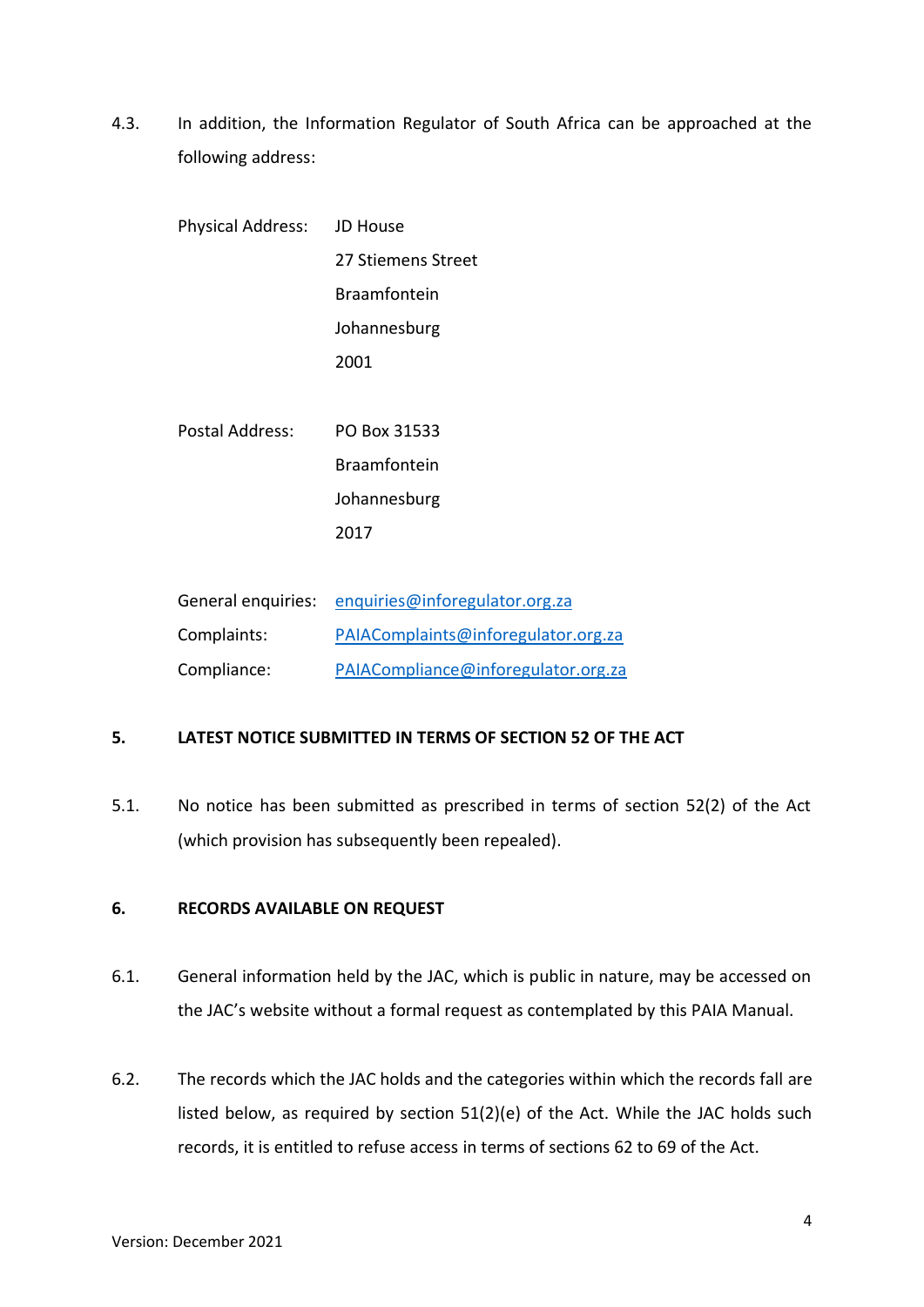4.3. In addition, the Information Regulator of South Africa can be approached at the following address:

| | |
|---|---|
| Physical Address: | JD House<br>27 Stiemens Street<br>Braamfontein<br>Johannesburg<br>2001 |
| Postal Address: | PO Box 31533<br>Braamfontein<br>Johannesburg<br>2017 |
| General enquiries: | enquiries@inforegulator.org.za |
| Complaints: | PAIAComplaints@inforegulator.org.za |
| Compliance: | PAIACompliance@inforegulator.org.za |

## 5. LATEST NOTICE SUBMITTED IN TERMS OF SECTION 52 OF THE ACT

5.1. No notice has been submitted as prescribed in terms of section 52(2) of the Act (which provision has subsequently been repealed).

## 6. RECORDS AVAILABLE ON REQUEST

6.1. General information held by the JAC, which is public in nature, may be accessed on the JAC's website without a formal request as contemplated by this PAIA Manual.

6.2. The records which the JAC holds and the categories within which the records fall are listed below, as required by section 51(2)(e) of the Act. While the JAC holds such records, it is entitled to refuse access in terms of sections 62 to 69 of the Act.

Version: December 2021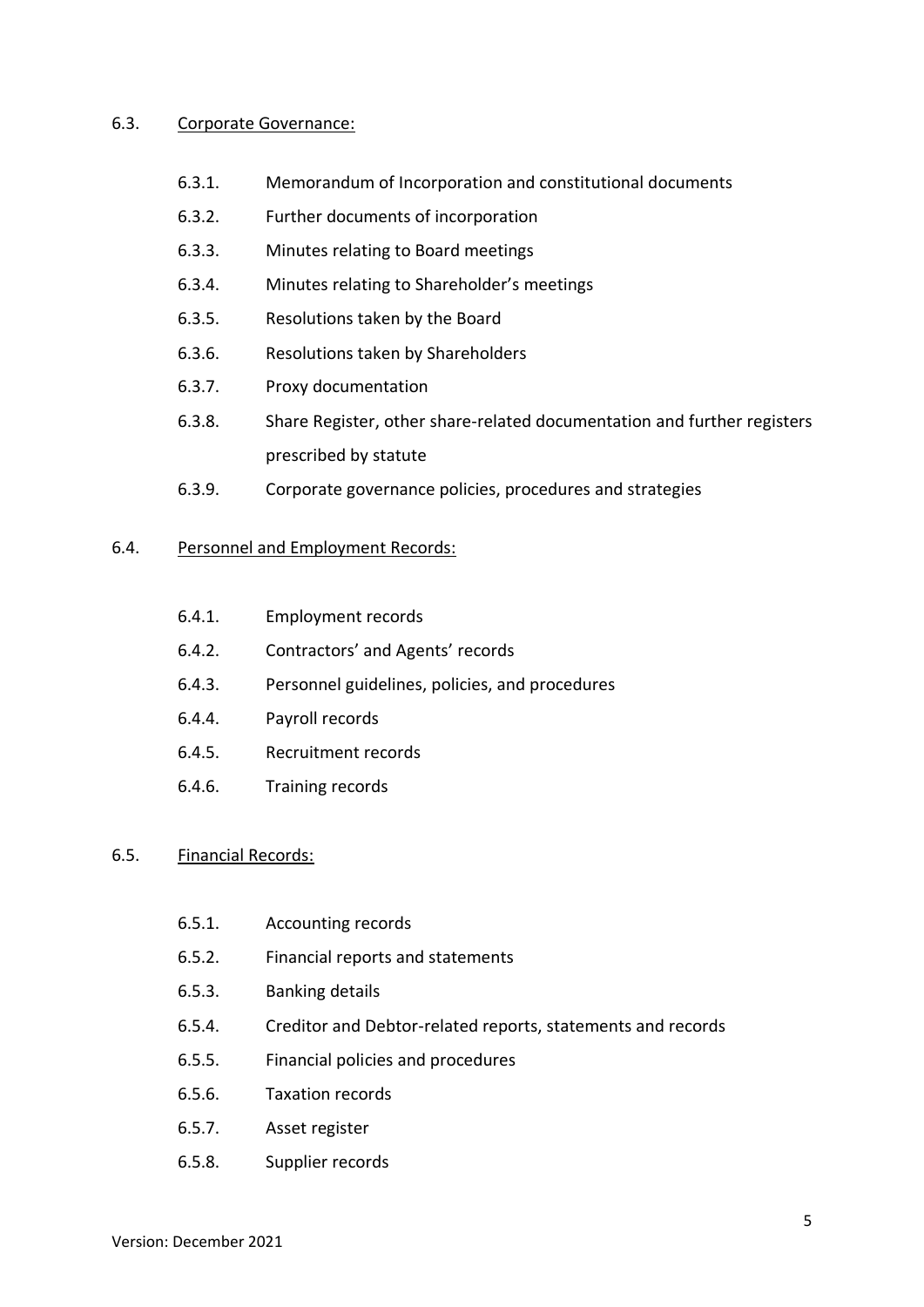6.3. Corporate Governance:

- 6.3.1. Memorandum of Incorporation and constitutional documents
- 6.3.2. Further documents of incorporation
- 6.3.3. Minutes relating to Board meetings
- 6.3.4. Minutes relating to Shareholder's meetings
- 6.3.5. Resolutions taken by the Board
- 6.3.6. Resolutions taken by Shareholders
- 6.3.7. Proxy documentation
- 6.3.8. Share Register, other share-related documentation and further registers prescribed by statute
- 6.3.9. Corporate governance policies, procedures and strategies

6.4. Personnel and Employment Records:

- 6.4.1. Employment records
- 6.4.2. Contractors' and Agents' records
- 6.4.3. Personnel guidelines, policies, and procedures
- 6.4.4. Payroll records
- 6.4.5. Recruitment records
- 6.4.6. Training records

6.5. Financial Records:

- 6.5.1. Accounting records
- 6.5.2. Financial reports and statements
- 6.5.3. Banking details
- 6.5.4. Creditor and Debtor-related reports, statements and records
- 6.5.5. Financial policies and procedures
- 6.5.6. Taxation records
- 6.5.7. Asset register
- 6.5.8. Supplier records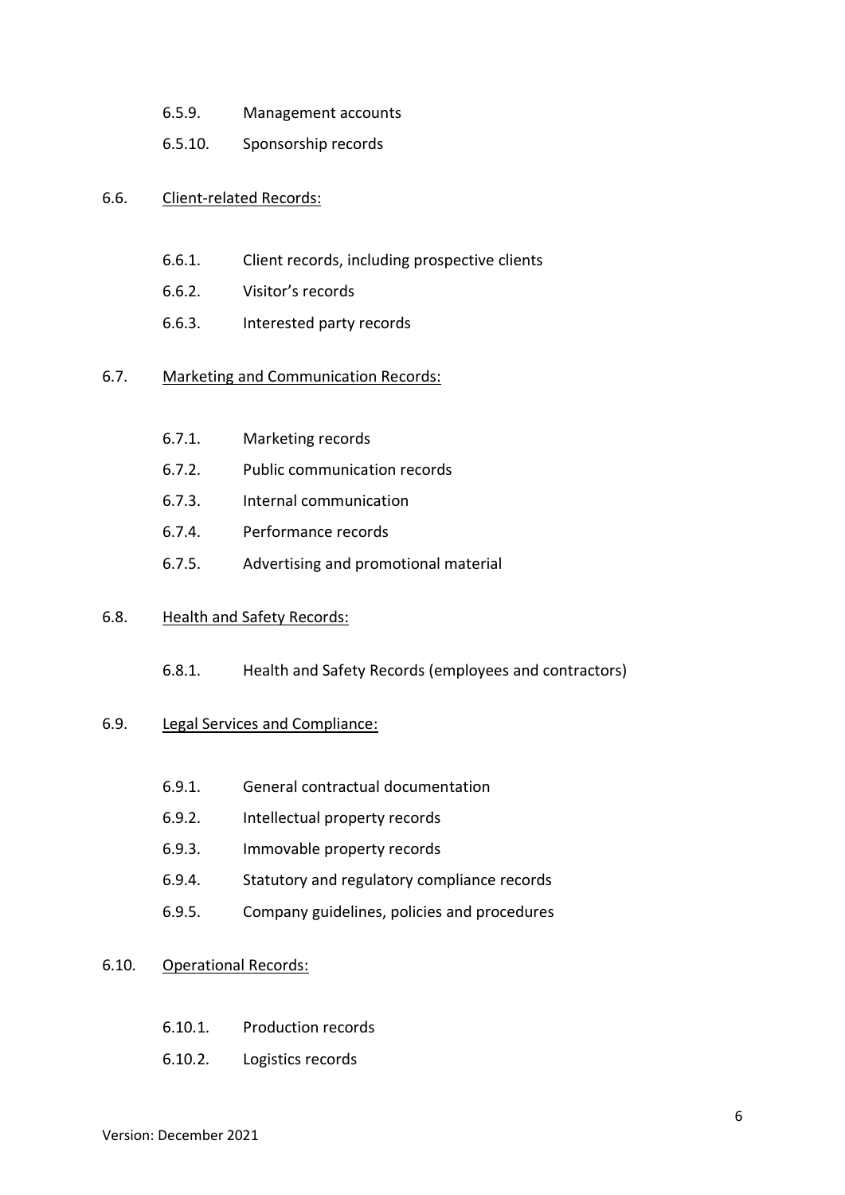6.5.9. Management accounts

6.5.10. Sponsorship records

6.6. <u>Client-related Records:</u>

6.6.1. Client records, including prospective clients

6.6.2. Visitor's records

6.6.3. Interested party records

6.7. <u>Marketing and Communication Records:</u>

6.7.1. Marketing records

6.7.2. Public communication records

6.7.3. Internal communication

6.7.4. Performance records

6.7.5. Advertising and promotional material

6.8. <u>Health and Safety Records:</u>

6.8.1. Health and Safety Records (employees and contractors)

6.9. <u>Legal Services and Compliance:</u>

6.9.1. General contractual documentation

6.9.2. Intellectual property records

6.9.3. Immovable property records

6.9.4. Statutory and regulatory compliance records

6.9.5. Company guidelines, policies and procedures

6.10. <u>Operational Records:</u>

6.10.1. Production records

6.10.2. Logistics records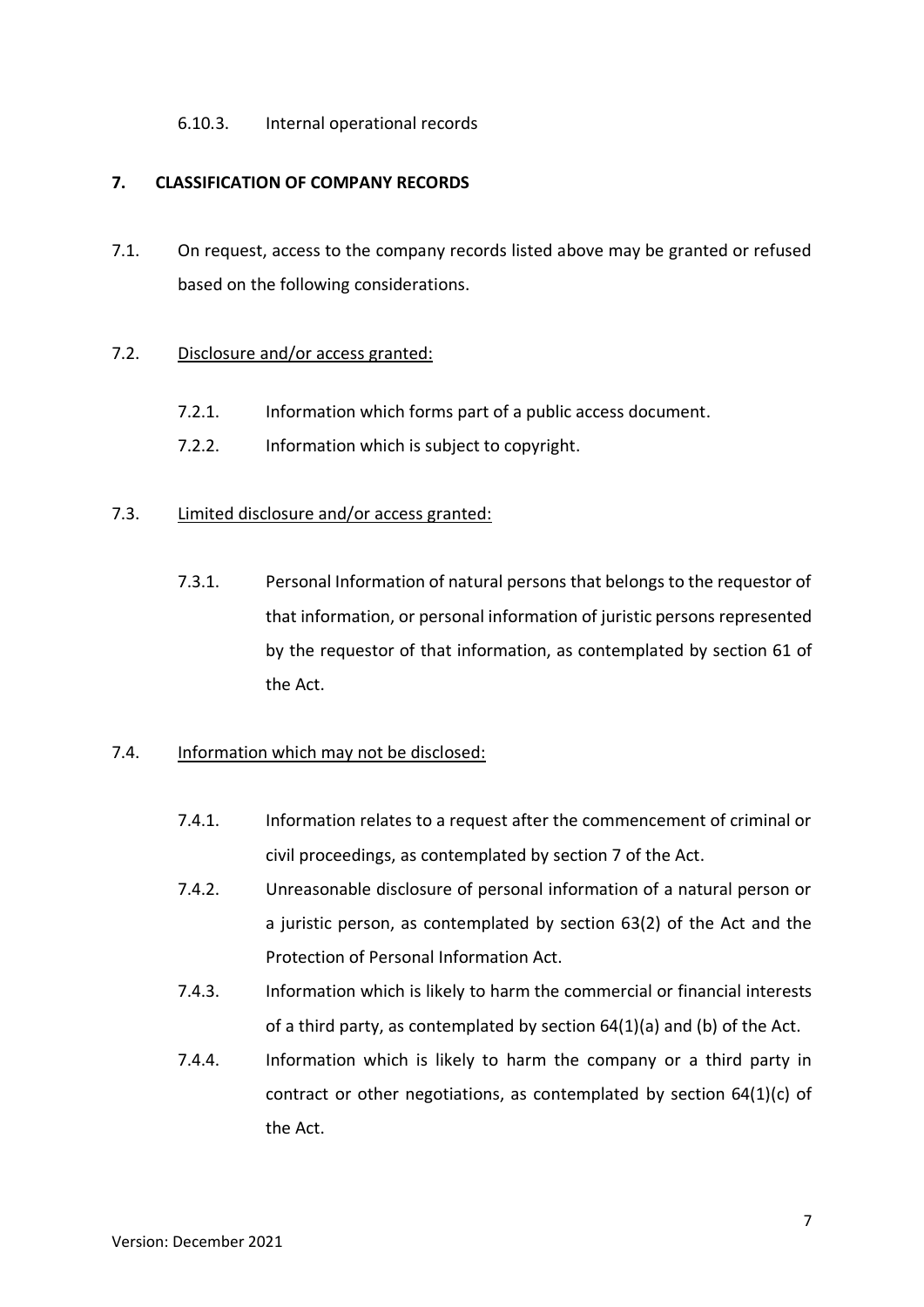6.10.3. Internal operational records

## 7. CLASSIFICATION OF COMPANY RECORDS

7.1. On request, access to the company records listed above may be granted or refused based on the following considerations.

7.2. <u>Disclosure and/or access granted:</u>

7.2.1. Information which forms part of a public access document.

7.2.2. Information which is subject to copyright.

7.3. <u>Limited disclosure and/or access granted:</u>

7.3.1. Personal Information of natural persons that belongs to the requestor of that information, or personal information of juristic persons represented by the requestor of that information, as contemplated by section 61 of the Act.

7.4. <u>Information which may not be disclosed:</u>

7.4.1. Information relates to a request after the commencement of criminal or civil proceedings, as contemplated by section 7 of the Act.

7.4.2. Unreasonable disclosure of personal information of a natural person or a juristic person, as contemplated by section 63(2) of the Act and the Protection of Personal Information Act.

7.4.3. Information which is likely to harm the commercial or financial interests of a third party, as contemplated by section 64(1)(a) and (b) of the Act.

7.4.4. Information which is likely to harm the company or a third party in contract or other negotiations, as contemplated by section 64(1)(c) of the Act.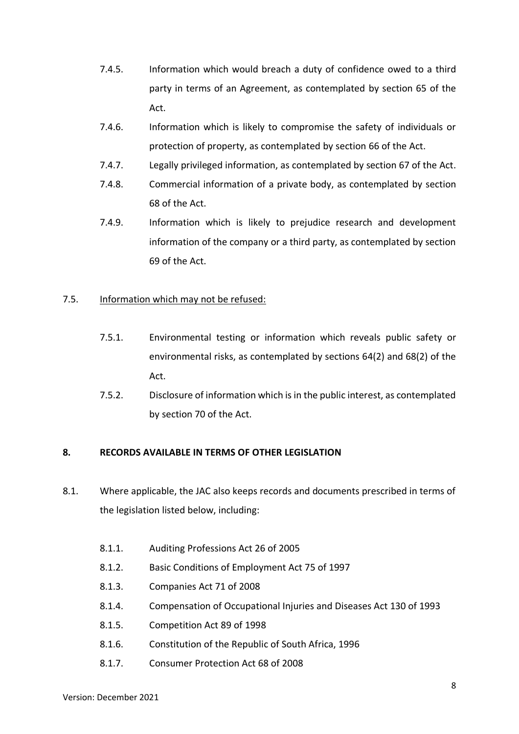7.4.5. Information which would breach a duty of confidence owed to a third party in terms of an Agreement, as contemplated by section 65 of the Act.

7.4.6. Information which is likely to compromise the safety of individuals or protection of property, as contemplated by section 66 of the Act.

7.4.7. Legally privileged information, as contemplated by section 67 of the Act.

7.4.8. Commercial information of a private body, as contemplated by section 68 of the Act.

7.4.9. Information which is likely to prejudice research and development information of the company or a third party, as contemplated by section 69 of the Act.

7.5. <u>Information which may not be refused:</u>

7.5.1. Environmental testing or information which reveals public safety or environmental risks, as contemplated by sections 64(2) and 68(2) of the Act.

7.5.2. Disclosure of information which is in the public interest, as contemplated by section 70 of the Act.

## 8. RECORDS AVAILABLE IN TERMS OF OTHER LEGISLATION

8.1. Where applicable, the JAC also keeps records and documents prescribed in terms of the legislation listed below, including:

8.1.1. Auditing Professions Act 26 of 2005

8.1.2. Basic Conditions of Employment Act 75 of 1997

8.1.3. Companies Act 71 of 2008

8.1.4. Compensation of Occupational Injuries and Diseases Act 130 of 1993

8.1.5. Competition Act 89 of 1998

8.1.6. Constitution of the Republic of South Africa, 1996

8.1.7. Consumer Protection Act 68 of 2008

Version: December 2021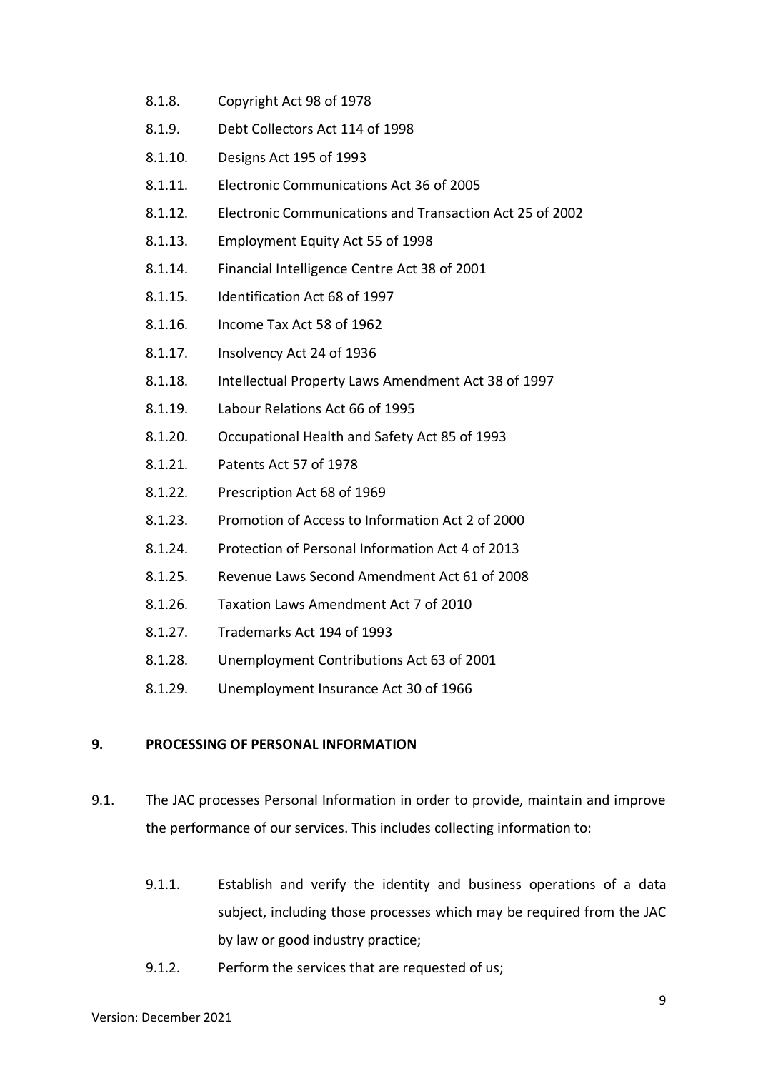8.1.8. Copyright Act 98 of 1978

8.1.9. Debt Collectors Act 114 of 1998

8.1.10. Designs Act 195 of 1993

8.1.11. Electronic Communications Act 36 of 2005

8.1.12. Electronic Communications and Transaction Act 25 of 2002

8.1.13. Employment Equity Act 55 of 1998

8.1.14. Financial Intelligence Centre Act 38 of 2001

8.1.15. Identification Act 68 of 1997

8.1.16. Income Tax Act 58 of 1962

8.1.17. Insolvency Act 24 of 1936

8.1.18. Intellectual Property Laws Amendment Act 38 of 1997

8.1.19. Labour Relations Act 66 of 1995

8.1.20. Occupational Health and Safety Act 85 of 1993

8.1.21. Patents Act 57 of 1978

8.1.22. Prescription Act 68 of 1969

8.1.23. Promotion of Access to Information Act 2 of 2000

8.1.24. Protection of Personal Information Act 4 of 2013

8.1.25. Revenue Laws Second Amendment Act 61 of 2008

8.1.26. Taxation Laws Amendment Act 7 of 2010

8.1.27. Trademarks Act 194 of 1993

8.1.28. Unemployment Contributions Act 63 of 2001

8.1.29. Unemployment Insurance Act 30 of 1966

## 9. PROCESSING OF PERSONAL INFORMATION

9.1. The JAC processes Personal Information in order to provide, maintain and improve the performance of our services. This includes collecting information to:

9.1.1. Establish and verify the identity and business operations of a data subject, including those processes which may be required from the JAC by law or good industry practice;

9.1.2. Perform the services that are requested of us;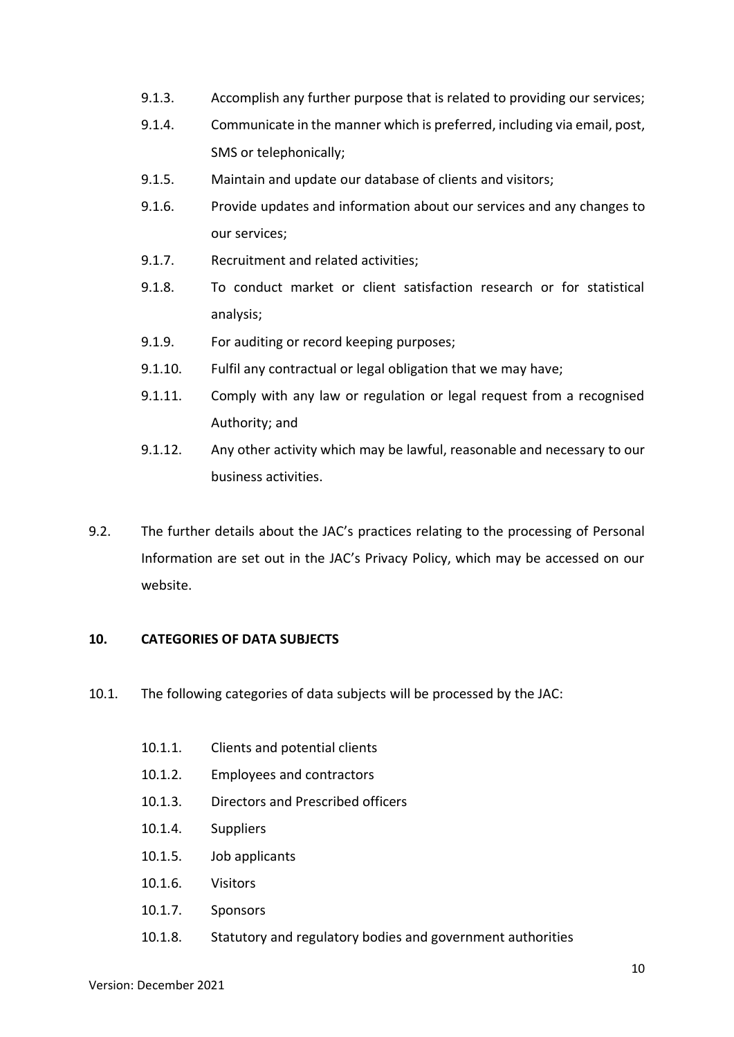9.1.3. Accomplish any further purpose that is related to providing our services;

9.1.4. Communicate in the manner which is preferred, including via email, post, SMS or telephonically;

9.1.5. Maintain and update our database of clients and visitors;

9.1.6. Provide updates and information about our services and any changes to our services;

9.1.7. Recruitment and related activities;

9.1.8. To conduct market or client satisfaction research or for statistical analysis;

9.1.9. For auditing or record keeping purposes;

9.1.10. Fulfil any contractual or legal obligation that we may have;

9.1.11. Comply with any law or regulation or legal request from a recognised Authority; and

9.1.12. Any other activity which may be lawful, reasonable and necessary to our business activities.

9.2. The further details about the JAC's practices relating to the processing of Personal Information are set out in the JAC's Privacy Policy, which may be accessed on our website.

**10. CATEGORIES OF DATA SUBJECTS**

10.1. The following categories of data subjects will be processed by the JAC:

10.1.1. Clients and potential clients

10.1.2. Employees and contractors

10.1.3. Directors and Prescribed officers

10.1.4. Suppliers

10.1.5. Job applicants

10.1.6. Visitors

10.1.7. Sponsors

10.1.8. Statutory and regulatory bodies and government authorities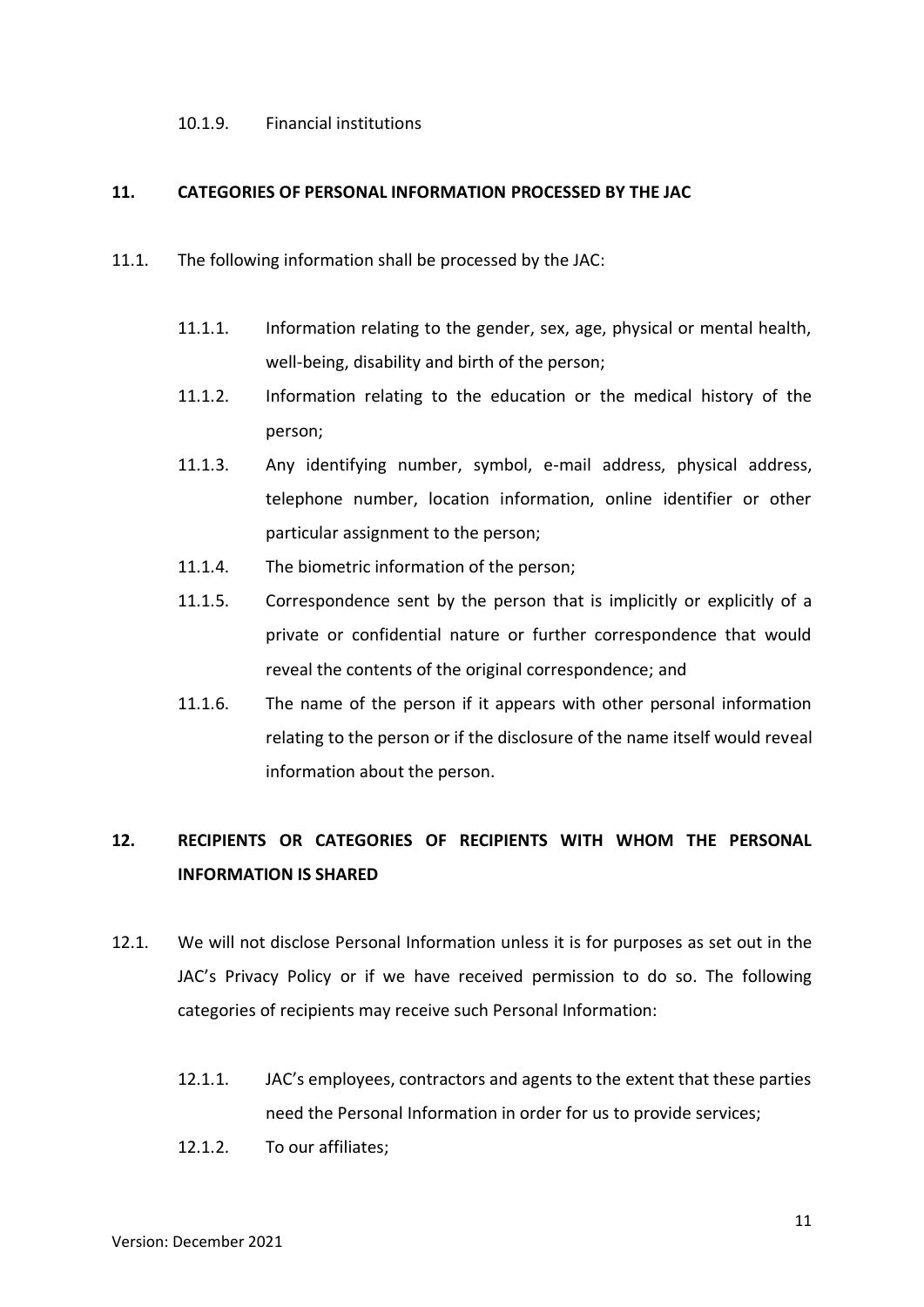10.1.9. Financial institutions

## 11. CATEGORIES OF PERSONAL INFORMATION PROCESSED BY THE JAC

11.1. The following information shall be processed by the JAC:

11.1.1. Information relating to the gender, sex, age, physical or mental health, well-being, disability and birth of the person;

11.1.2. Information relating to the education or the medical history of the person;

11.1.3. Any identifying number, symbol, e-mail address, physical address, telephone number, location information, online identifier or other particular assignment to the person;

11.1.4. The biometric information of the person;

11.1.5. Correspondence sent by the person that is implicitly or explicitly of a private or confidential nature or further correspondence that would reveal the contents of the original correspondence; and

11.1.6. The name of the person if it appears with other personal information relating to the person or if the disclosure of the name itself would reveal information about the person.

## 12. RECIPIENTS OR CATEGORIES OF RECIPIENTS WITH WHOM THE PERSONAL INFORMATION IS SHARED

12.1. We will not disclose Personal Information unless it is for purposes as set out in the JAC's Privacy Policy or if we have received permission to do so. The following categories of recipients may receive such Personal Information:

12.1.1. JAC's employees, contractors and agents to the extent that these parties need the Personal Information in order for us to provide services;

12.1.2. To our affiliates;

Version: December 2021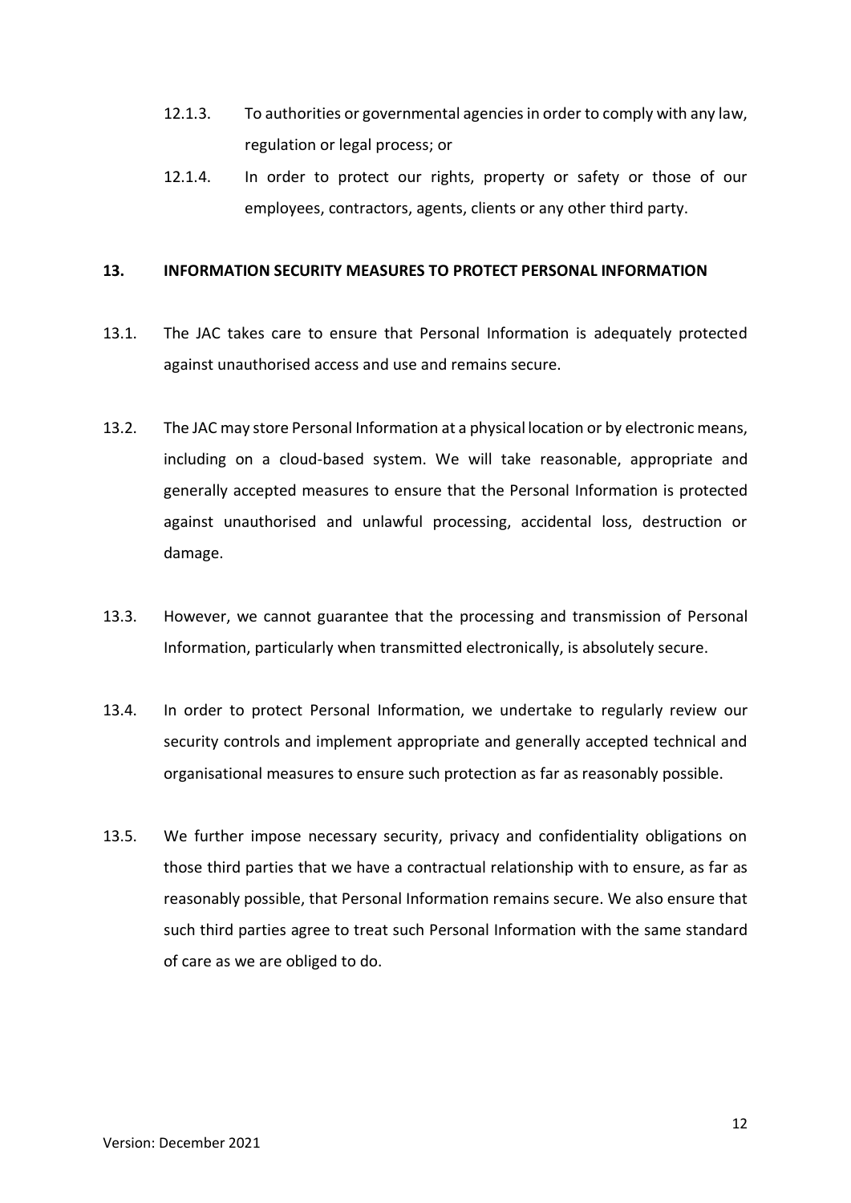12.1.3. To authorities or governmental agencies in order to comply with any law, regulation or legal process; or

12.1.4. In order to protect our rights, property or safety or those of our employees, contractors, agents, clients or any other third party.

## 13. INFORMATION SECURITY MEASURES TO PROTECT PERSONAL INFORMATION

13.1. The JAC takes care to ensure that Personal Information is adequately protected against unauthorised access and use and remains secure.

13.2. The JAC may store Personal Information at a physical location or by electronic means, including on a cloud-based system. We will take reasonable, appropriate and generally accepted measures to ensure that the Personal Information is protected against unauthorised and unlawful processing, accidental loss, destruction or damage.

13.3. However, we cannot guarantee that the processing and transmission of Personal Information, particularly when transmitted electronically, is absolutely secure.

13.4. In order to protect Personal Information, we undertake to regularly review our security controls and implement appropriate and generally accepted technical and organisational measures to ensure such protection as far as reasonably possible.

13.5. We further impose necessary security, privacy and confidentiality obligations on those third parties that we have a contractual relationship with to ensure, as far as reasonably possible, that Personal Information remains secure. We also ensure that such third parties agree to treat such Personal Information with the same standard of care as we are obliged to do.

Version: December 2021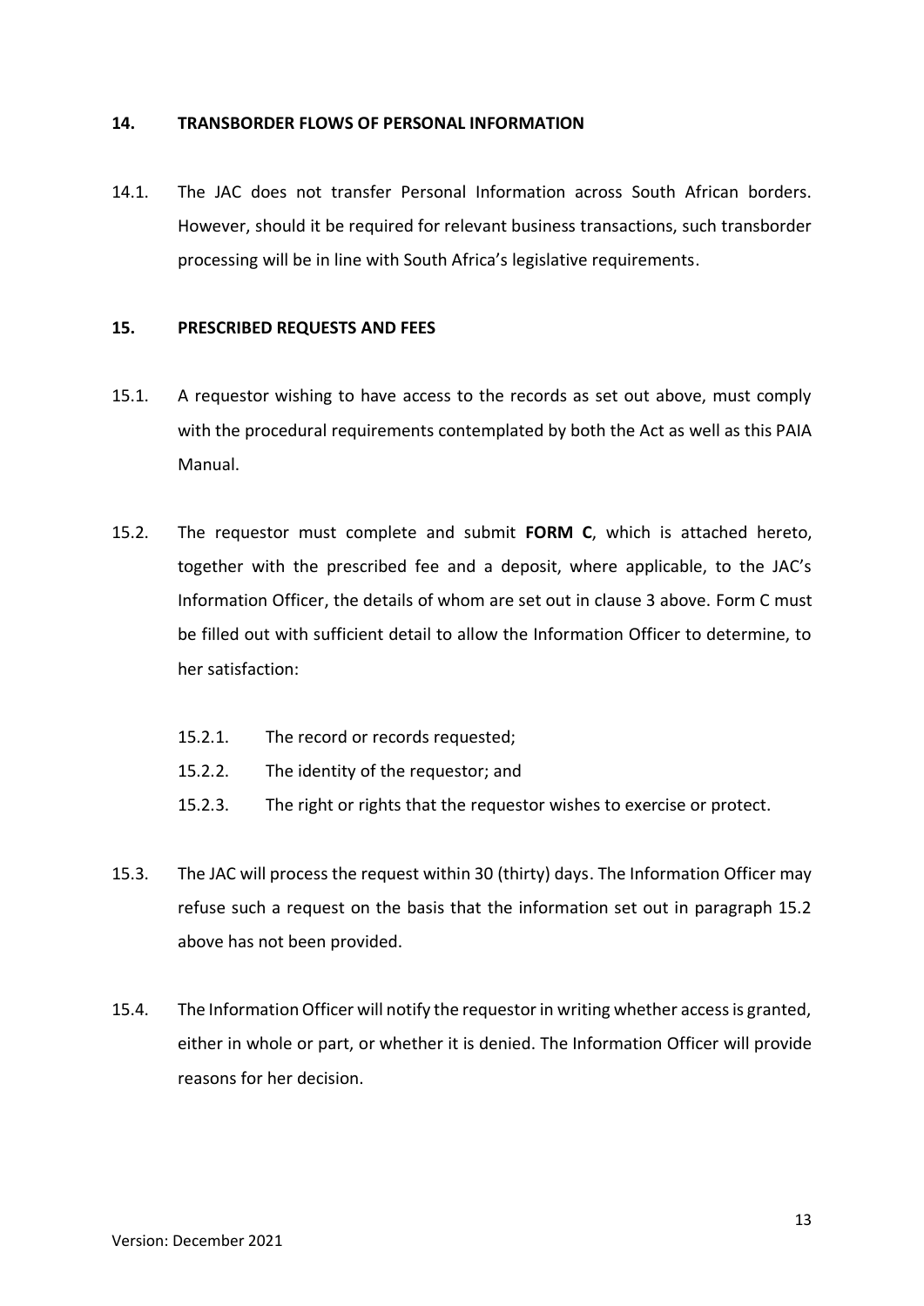## 14. TRANSBORDER FLOWS OF PERSONAL INFORMATION

14.1. The JAC does not transfer Personal Information across South African borders. However, should it be required for relevant business transactions, such transborder processing will be in line with South Africa's legislative requirements.

## 15. PRESCRIBED REQUESTS AND FEES

15.1. A requestor wishing to have access to the records as set out above, must comply with the procedural requirements contemplated by both the Act as well as this PAIA Manual.

15.2. The requestor must complete and submit **FORM C**, which is attached hereto, together with the prescribed fee and a deposit, where applicable, to the JAC's Information Officer, the details of whom are set out in clause 3 above. Form C must be filled out with sufficient detail to allow the Information Officer to determine, to her satisfaction:

- 15.2.1. The record or records requested;
- 15.2.2. The identity of the requestor; and
- 15.2.3. The right or rights that the requestor wishes to exercise or protect.

15.3. The JAC will process the request within 30 (thirty) days. The Information Officer may refuse such a request on the basis that the information set out in paragraph 15.2 above has not been provided.

15.4. The Information Officer will notify the requestor in writing whether access is granted, either in whole or part, or whether it is denied. The Information Officer will provide reasons for her decision.

Version: December 2021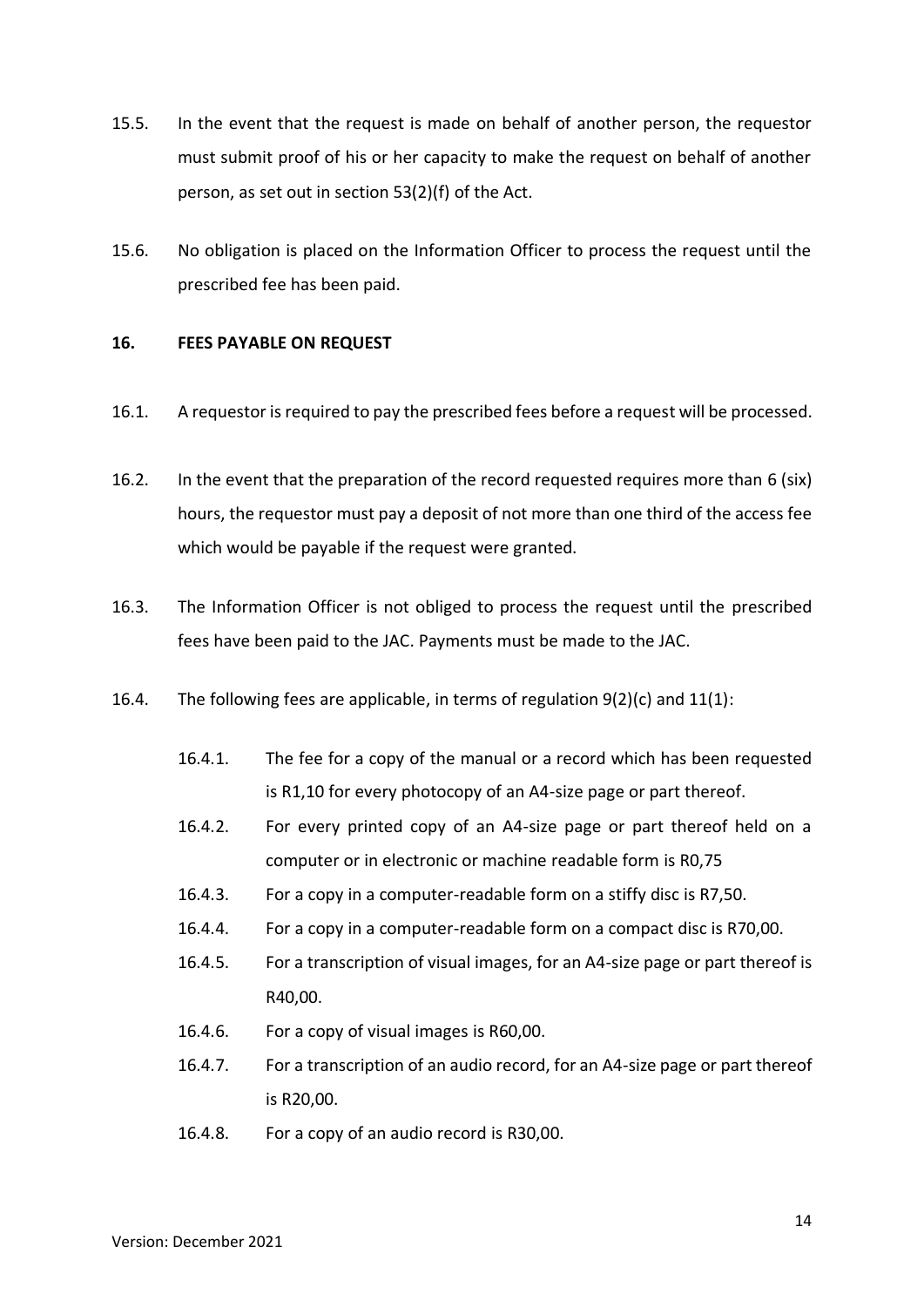15.5. In the event that the request is made on behalf of another person, the requestor must submit proof of his or her capacity to make the request on behalf of another person, as set out in section 53(2)(f) of the Act.

15.6. No obligation is placed on the Information Officer to process the request until the prescribed fee has been paid.

## 16. FEES PAYABLE ON REQUEST

16.1. A requestor is required to pay the prescribed fees before a request will be processed.

16.2. In the event that the preparation of the record requested requires more than 6 (six) hours, the requestor must pay a deposit of not more than one third of the access fee which would be payable if the request were granted.

16.3. The Information Officer is not obliged to process the request until the prescribed fees have been paid to the JAC. Payments must be made to the JAC.

16.4. The following fees are applicable, in terms of regulation 9(2)(c) and 11(1):

16.4.1. The fee for a copy of the manual or a record which has been requested is R1,10 for every photocopy of an A4-size page or part thereof.

16.4.2. For every printed copy of an A4-size page or part thereof held on a computer or in electronic or machine readable form is R0,75

16.4.3. For a copy in a computer-readable form on a stiffy disc is R7,50.

16.4.4. For a copy in a computer-readable form on a compact disc is R70,00.

16.4.5. For a transcription of visual images, for an A4-size page or part thereof is R40,00.

16.4.6. For a copy of visual images is R60,00.

16.4.7. For a transcription of an audio record, for an A4-size page or part thereof is R20,00.

16.4.8. For a copy of an audio record is R30,00.

Version: December 2021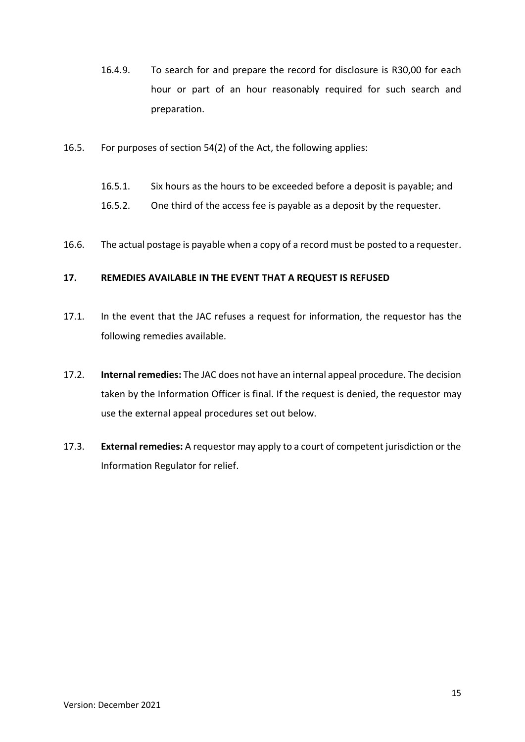16.4.9. To search for and prepare the record for disclosure is R30,00 for each hour or part of an hour reasonably required for such search and preparation.

16.5. For purposes of section 54(2) of the Act, the following applies:

16.5.1. Six hours as the hours to be exceeded before a deposit is payable; and

16.5.2. One third of the access fee is payable as a deposit by the requester.

16.6. The actual postage is payable when a copy of a record must be posted to a requester.

## 17. REMEDIES AVAILABLE IN THE EVENT THAT A REQUEST IS REFUSED

17.1. In the event that the JAC refuses a request for information, the requestor has the following remedies available.

17.2. **Internal remedies:** The JAC does not have an internal appeal procedure. The decision taken by the Information Officer is final. If the request is denied, the requestor may use the external appeal procedures set out below.

17.3. **External remedies:** A requestor may apply to a court of competent jurisdiction or the Information Regulator for relief.

Version: December 2021